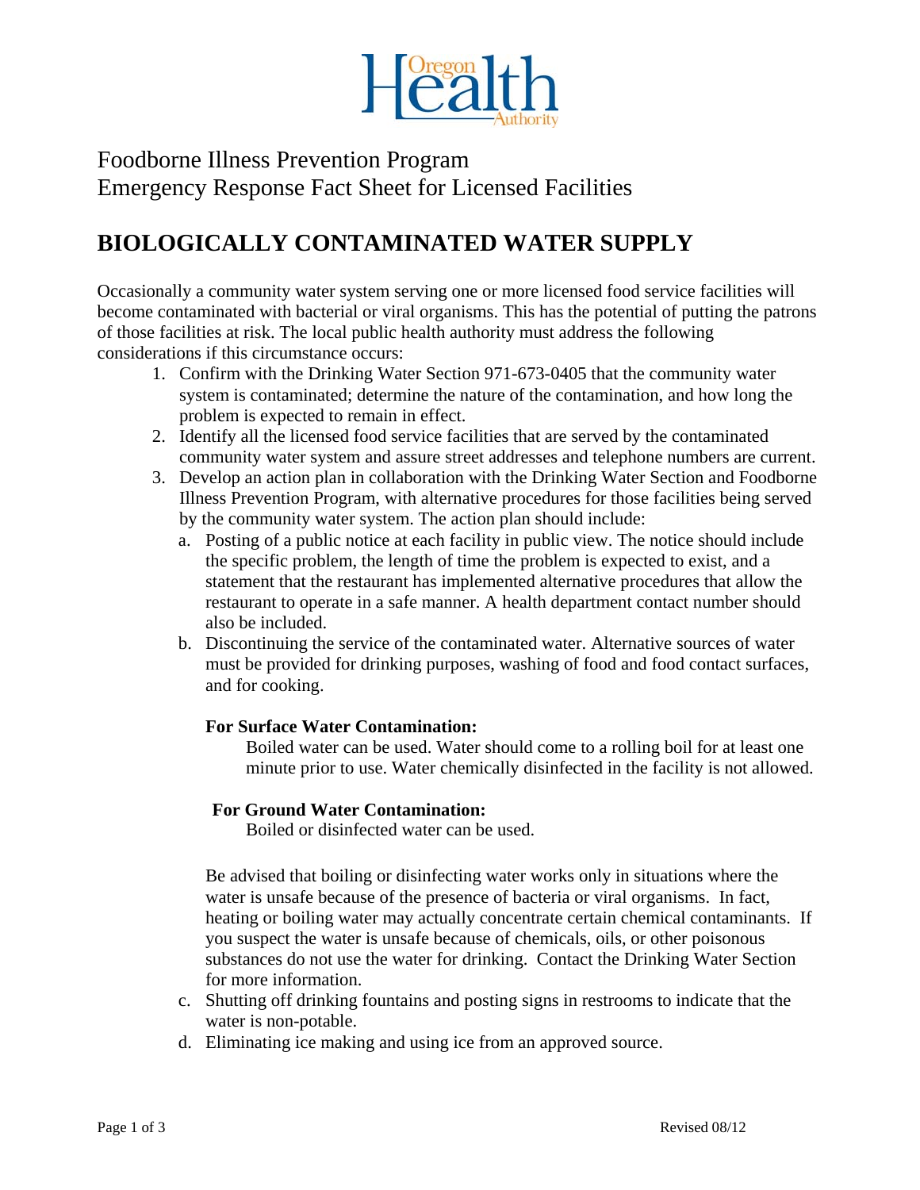Foodborne Illness Prevention Program
Emergency Response Fact Sheet for Licensed Facilities

# BIOLOGICALLY CONTAMINATED WATER SUPPLY

Occasionally a community water system serving one or more licensed food service facilities will become contaminated with bacterial or viral organisms. This has the potential of putting the patrons of those facilities at risk. The local public health authority must address the following considerations if this circumstance occurs:

1. Confirm with the Drinking Water Section 971-673-0405 that the community water system is contaminated; determine the nature of the contamination, and how long the problem is expected to remain in effect.
2. Identify all the licensed food service facilities that are served by the contaminated community water system and assure street addresses and telephone numbers are current.
3. Develop an action plan in collaboration with the Drinking Water Section and Foodborne Illness Prevention Program, with alternative procedures for those facilities being served by the community water system. The action plan should include:
   a. Posting of a public notice at each facility in public view. The notice should include the specific problem, the length of time the problem is expected to exist, and a statement that the restaurant has implemented alternative procedures that allow the restaurant to operate in a safe manner. A health department contact number should also be included.
   b. Discontinuing the service of the contaminated water. Alternative sources of water must be provided for drinking purposes, washing of food and food contact surfaces, and for cooking.

      **For Surface Water Contamination:**
      Boiled water can be used. Water should come to a rolling boil for at least one minute prior to use. Water chemically disinfected in the facility is not allowed.

      **For Ground Water Contamination:**
      Boiled or disinfected water can be used.

      Be advised that boiling or disinfecting water works only in situations where the water is unsafe because of the presence of bacteria or viral organisms. In fact, heating or boiling water may actually concentrate certain chemical contaminants. If you suspect the water is unsafe because of chemicals, oils, or other poisonous substances do not use the water for drinking. Contact the Drinking Water Section for more information.
   c. Shutting off drinking fountains and posting signs in restrooms to indicate that the water is non-potable.
   d. Eliminating ice making and using ice from an approved source.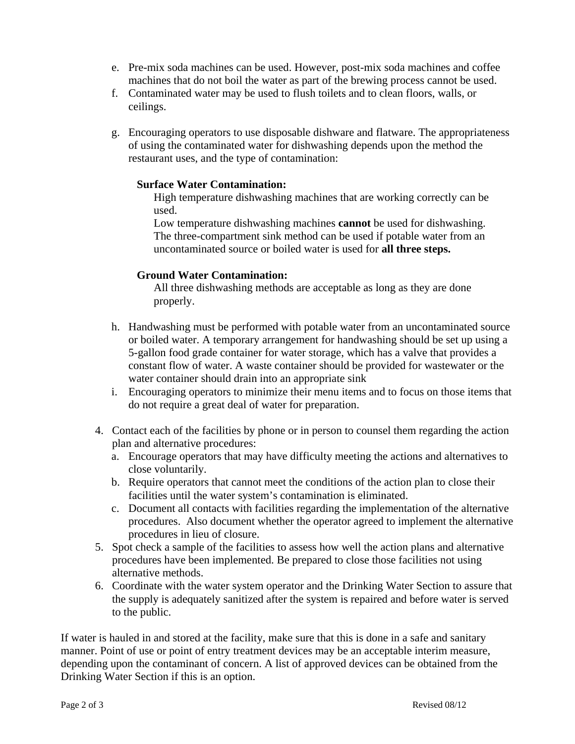e. Pre-mix soda machines can be used. However, post-mix soda machines and coffee machines that do not boil the water as part of the brewing process cannot be used.
   f. Contaminated water may be used to flush toilets and to clean floors, walls, or ceilings.
   g. Encouraging operators to use disposable dishware and flatware. The appropriateness of using the contaminated water for dishwashing depends upon the method the restaurant uses, and the type of contamination:

      **Surface Water Contamination:**
      High temperature dishwashing machines that are working correctly can be used.
      Low temperature dishwashing machines **cannot** be used for dishwashing.
      The three-compartment sink method can be used if potable water from an uncontaminated source or boiled water is used for **all three steps.**

      **Ground Water Contamination:**
      All three dishwashing methods are acceptable as long as they are done properly.

   h. Handwashing must be performed with potable water from an uncontaminated source or boiled water. A temporary arrangement for handwashing should be set up using a 5-gallon food grade container for water storage, which has a valve that provides a constant flow of water. A waste container should be provided for wastewater or the water container should drain into an appropriate sink
   i. Encouraging operators to minimize their menu items and to focus on those items that do not require a great deal of water for preparation.

4. Contact each of the facilities by phone or in person to counsel them regarding the action plan and alternative procedures:
   a. Encourage operators that may have difficulty meeting the actions and alternatives to close voluntarily.
   b. Require operators that cannot meet the conditions of the action plan to close their facilities until the water system's contamination is eliminated.
   c. Document all contacts with facilities regarding the implementation of the alternative procedures. Also document whether the operator agreed to implement the alternative procedures in lieu of closure.
5. Spot check a sample of the facilities to assess how well the action plans and alternative procedures have been implemented. Be prepared to close those facilities not using alternative methods.
6. Coordinate with the water system operator and the Drinking Water Section to assure that the supply is adequately sanitized after the system is repaired and before water is served to the public.

If water is hauled in and stored at the facility, make sure that this is done in a safe and sanitary manner. Point of use or point of entry treatment devices may be an acceptable interim measure, depending upon the contaminant of concern. A list of approved devices can be obtained from the Drinking Water Section if this is an option.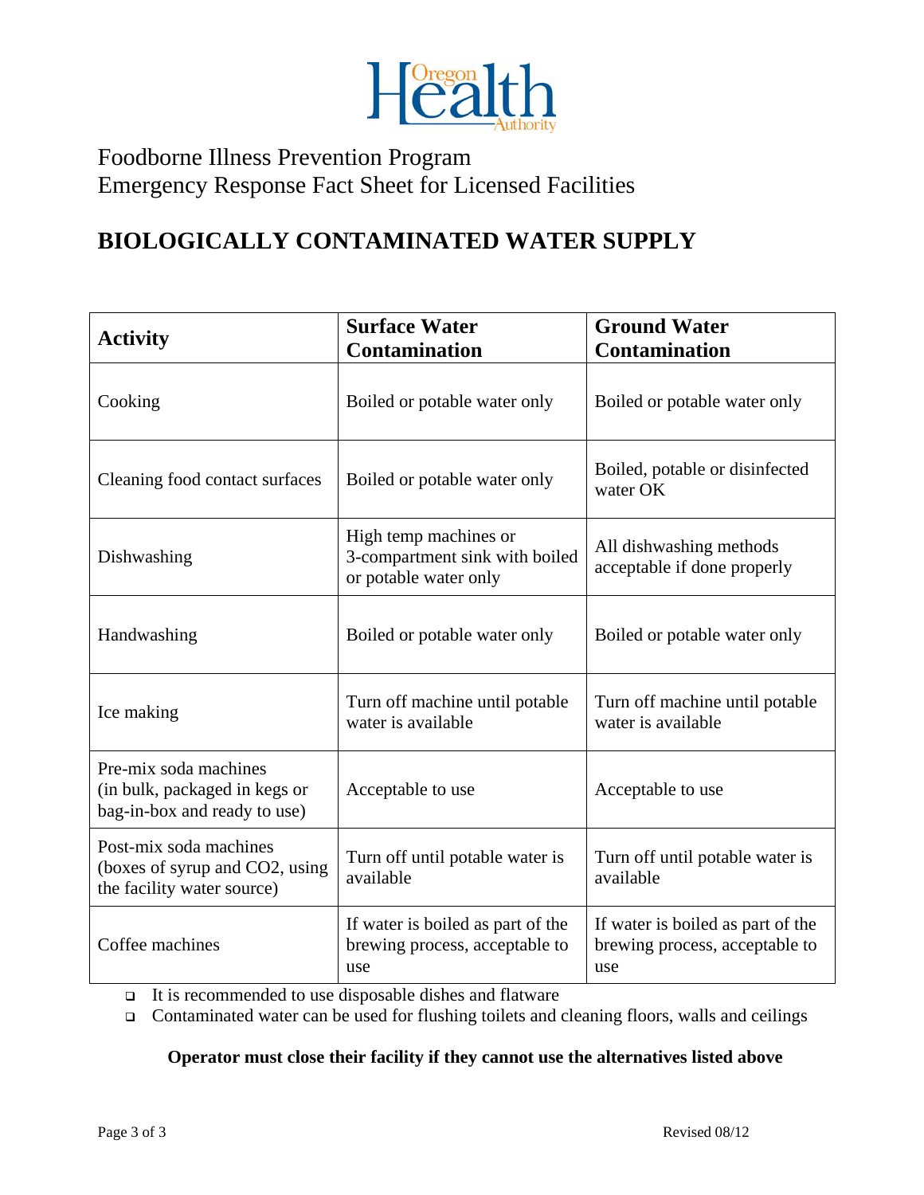Foodborne Illness Prevention Program
Emergency Response Fact Sheet for Licensed Facilities

# BIOLOGICALLY CONTAMINATED WATER SUPPLY

| Activity | Surface Water Contamination | Ground Water Contamination |
|---|---|---|
| Cooking | Boiled or potable water only | Boiled or potable water only |
| Cleaning food contact surfaces | Boiled or potable water only | Boiled, potable or disinfected water OK |
| Dishwashing | High temp machines or 3-compartment sink with boiled or potable water only | All dishwashing methods acceptable if done properly |
| Handwashing | Boiled or potable water only | Boiled or potable water only |
| Ice making | Turn off machine until potable water is available | Turn off machine until potable water is available |
| Pre-mix soda machines (in bulk, packaged in kegs or bag-in-box and ready to use) | Acceptable to use | Acceptable to use |
| Post-mix soda machines (boxes of syrup and $CO_2$, using the facility water source) | Turn off until potable water is available | Turn off until potable water is available |
| Coffee machines | If water is boiled as part of the brewing process, acceptable to use | If water is boiled as part of the brewing process, acceptable to use |

- It is recommended to use disposable dishes and flatware
- Contaminated water can be used for flushing toilets and cleaning floors, walls and ceilings

**Operator must close their facility if they cannot use the alternatives listed above**

Revised 08/12